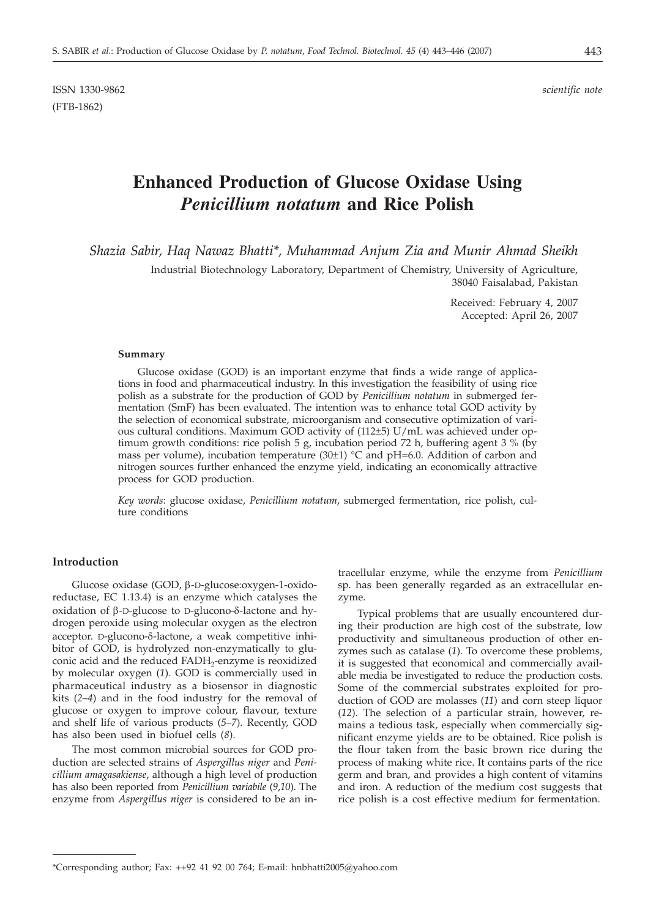ISSN 1330-9862 *scientific note*
(FTB-1862)

# Enhanced Production of Glucose Oxidase Using *Penicillium notatum* and Rice Polish

*Shazia Sabir, Haq Nawaz Bhatti*, Muhammad Anjum Zia and Munir Ahmad Sheikh*

Industrial Biotechnology Laboratory, Department of Chemistry, University of Agriculture, 38040 Faisalabad, Pakistan

Received: February 4, 2007
Accepted: April 26, 2007

### Summary

Glucose oxidase (GOD) is an important enzyme that finds a wide range of applications in food and pharmaceutical industry. In this investigation the feasibility of using rice polish as a substrate for the production of GOD by *Penicillium notatum* in submerged fermentation (SmF) has been evaluated. The intention was to enhance total GOD activity by the selection of economical substrate, microorganism and consecutive optimization of various cultural conditions. Maximum GOD activity of (112±5) U/mL was achieved under optimum growth conditions: rice polish 5 g, incubation period 72 h, buffering agent 3 % (by mass per volume), incubation temperature (30±1) °C and pH=6.0. Addition of carbon and nitrogen sources further enhanced the enzyme yield, indicating an economically attractive process for GOD production.

*Key words*: glucose oxidase, *Penicillium notatum*, submerged fermentation, rice polish, culture conditions

## Introduction

Glucose oxidase (GOD, β-D-glucose:oxygen-1-oxidoreductase, EC 1.13.4) is an enzyme which catalyses the oxidation of β-D-glucose to D-glucono-δ-lactone and hydrogen peroxide using molecular oxygen as the electron acceptor. D-glucono-δ-lactone, a weak competitive inhibitor of GOD, is hydrolyzed non-enzymatically to gluconic acid and the reduced $FADH_2$-enzyme is reoxidized by molecular oxygen (*1*). GOD is commercially used in pharmaceutical industry as a biosensor in diagnostic kits (*2–4*) and in the food industry for the removal of glucose or oxygen to improve colour, flavour, texture and shelf life of various products (*5–7*). Recently, GOD has also been used in biofuel cells (*8*).

The most common microbial sources for GOD production are selected strains of *Aspergillus niger* and *Penicillium amagasakiense*, although a high level of production has also been reported from *Penicillium variabile* (*9,10*). The enzyme from *Aspergillus niger* is considered to be an intracellular enzyme, while the enzyme from *Penicillium* sp. has been generally regarded as an extracellular enzyme.

Typical problems that are usually encountered during their production are high cost of the substrate, low productivity and simultaneous production of other enzymes such as catalase (*1*). To overcome these problems, it is suggested that economical and commercially available media be investigated to reduce the production costs. Some of the commercial substrates exploited for production of GOD are molasses (*11*) and corn steep liquor (*12*). The selection of a particular strain, however, remains a tedious task, especially when commercially significant enzyme yields are to be obtained. Rice polish is the flour taken from the basic brown rice during the process of making white rice. It contains parts of the rice germ and bran, and provides a high content of vitamins and iron. A reduction of the medium cost suggests that rice polish is a cost effective medium for fermentation.

*Corresponding author; Fax: ++92 41 92 00 764; E-mail: hnbhatti2005@yahoo.com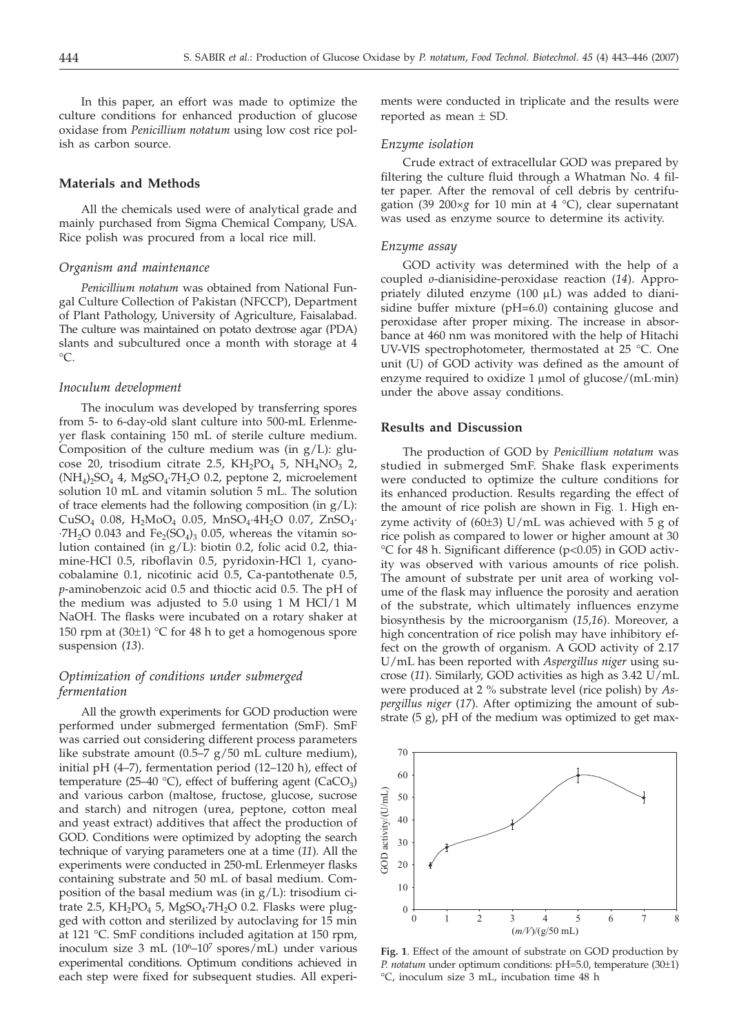In this paper, an effort was made to optimize the culture conditions for enhanced production of glucose oxidase from *Penicillium notatum* using low cost rice polish as carbon source.

## Materials and Methods

All the chemicals used were of analytical grade and mainly purchased from Sigma Chemical Company, USA. Rice polish was procured from a local rice mill.

### *Organism and maintenance*

*Penicillium notatum* was obtained from National Fungal Culture Collection of Pakistan (NFCCP), Department of Plant Pathology, University of Agriculture, Faisalabad. The culture was maintained on potato dextrose agar (PDA) slants and subcultured once a month with storage at 4 °C.

### *Inoculum development*

The inoculum was developed by transferring spores from 5- to 6-day-old slant culture into 500-mL Erlenmeyer flask containing 150 mL of sterile culture medium. Composition of the culture medium was (in g/L): glucose 20, trisodium citrate 2.5, $KH_2PO_4$ 5, $NH_4NO_3$ 2, $(NH_4)_2SO_4$ 4, $MgSO_4·7H_2O$ 0.2, peptone 2, microelement solution 10 mL and vitamin solution 5 mL. The solution of trace elements had the following composition (in g/L): $CuSO_4$ 0.08, $H_2MoO_4$ 0.05, $MnSO_4·4H_2O$ 0.07, $ZnSO_4·7H_2O$ 0.043 and $Fe_2(SO_4)_3$ 0.05, whereas the vitamin solution contained (in g/L): biotin 0.2, folic acid 0.2, thiamine-HCl 0.5, riboflavin 0.5, pyridoxin-HCl 1, cyanocobalamine 0.1, nicotinic acid 0.5, Ca-pantothenate 0.5, *p*-aminobenzoic acid 0.5 and thioctic acid 0.5. The pH of the medium was adjusted to 5.0 using 1 M HCl/1 M NaOH. The flasks were incubated on a rotary shaker at 150 rpm at (30±1) °C for 48 h to get a homogenous spore suspension (*13*).

### *Optimization of conditions under submerged fermentation*

All the growth experiments for GOD production were performed under submerged fermentation (SmF). SmF was carried out considering different process parameters like substrate amount (0.5–7 g/50 mL culture medium), initial pH (4–7), fermentation period (12–120 h), effect of temperature (25–40 °C), effect of buffering agent ($CaCO_3$) and various carbon (maltose, fructose, glucose, sucrose and starch) and nitrogen (urea, peptone, cotton meal and yeast extract) additives that affect the production of GOD. Conditions were optimized by adopting the search technique of varying parameters one at a time (*11*). All the experiments were conducted in 250-mL Erlenmeyer flasks containing substrate and 50 mL of basal medium. Composition of the basal medium was (in g/L): trisodium citrate 2.5, $KH_2PO_4$ 5, $MgSO_4·7H_2O$ 0.2. Flasks were plugged with cotton and sterilized by autoclaving for 15 min at 121 °C. SmF conditions included agitation at 150 rpm, inoculum size 3 mL ($10^6$–$10^7$ spores/mL) under various experimental conditions. Optimum conditions achieved in each step were fixed for subsequent studies. All experiments were conducted in triplicate and the results were reported as mean ± SD.

### *Enzyme isolation*

Crude extract of extracellular GOD was prepared by filtering the culture fluid through a Whatman No. 4 filter paper. After the removal of cell debris by centrifugation (39 200×*g* for 10 min at 4 °C), clear supernatant was used as enzyme source to determine its activity.

### *Enzyme assay*

GOD activity was determined with the help of a coupled *o*-dianisidine-peroxidase reaction (*14*). Appropriately diluted enzyme (100 µL) was added to dianisidine buffer mixture (pH=6.0) containing glucose and peroxidase after proper mixing. The increase in absorbance at 460 nm was monitored with the help of Hitachi UV-VIS spectrophotometer, thermostated at 25 °C. One unit (U) of GOD activity was defined as the amount of enzyme required to oxidize 1 µmol of glucose/(mL·min) under the above assay conditions.

## Results and Discussion

The production of GOD by *Penicillium notatum* was studied in submerged SmF. Shake flask experiments were conducted to optimize the culture conditions for its enhanced production. Results regarding the effect of the amount of rice polish are shown in Fig. 1. High enzyme activity of (60±3) U/mL was achieved with 5 g of rice polish as compared to lower or higher amount at 30 °C for 48 h. Significant difference ($p<0.05$) in GOD activity was observed with various amounts of rice polish. The amount of substrate per unit area of working volume of the flask may influence the porosity and aeration of the substrate, which ultimately influences enzyme biosynthesis by the microorganism (*15,16*). Moreover, a high concentration of rice polish may have inhibitory effect on the growth of organism. A GOD activity of 2.17 U/mL has been reported with *Aspergillus niger* using sucrose (*11*). Similarly, GOD activities as high as 3.42 U/mL were produced at 2 % substrate level (rice polish) by *Aspergillus niger* (*17*). After optimizing the amount of substrate (5 g), pH of the medium was optimized to get max-

**Fig. 1**. Effect of the amount of substrate on GOD production by *P. notatum* under optimum conditions: pH=5.0, temperature (30±1) °C, inoculum size 3 mL, incubation time 48 h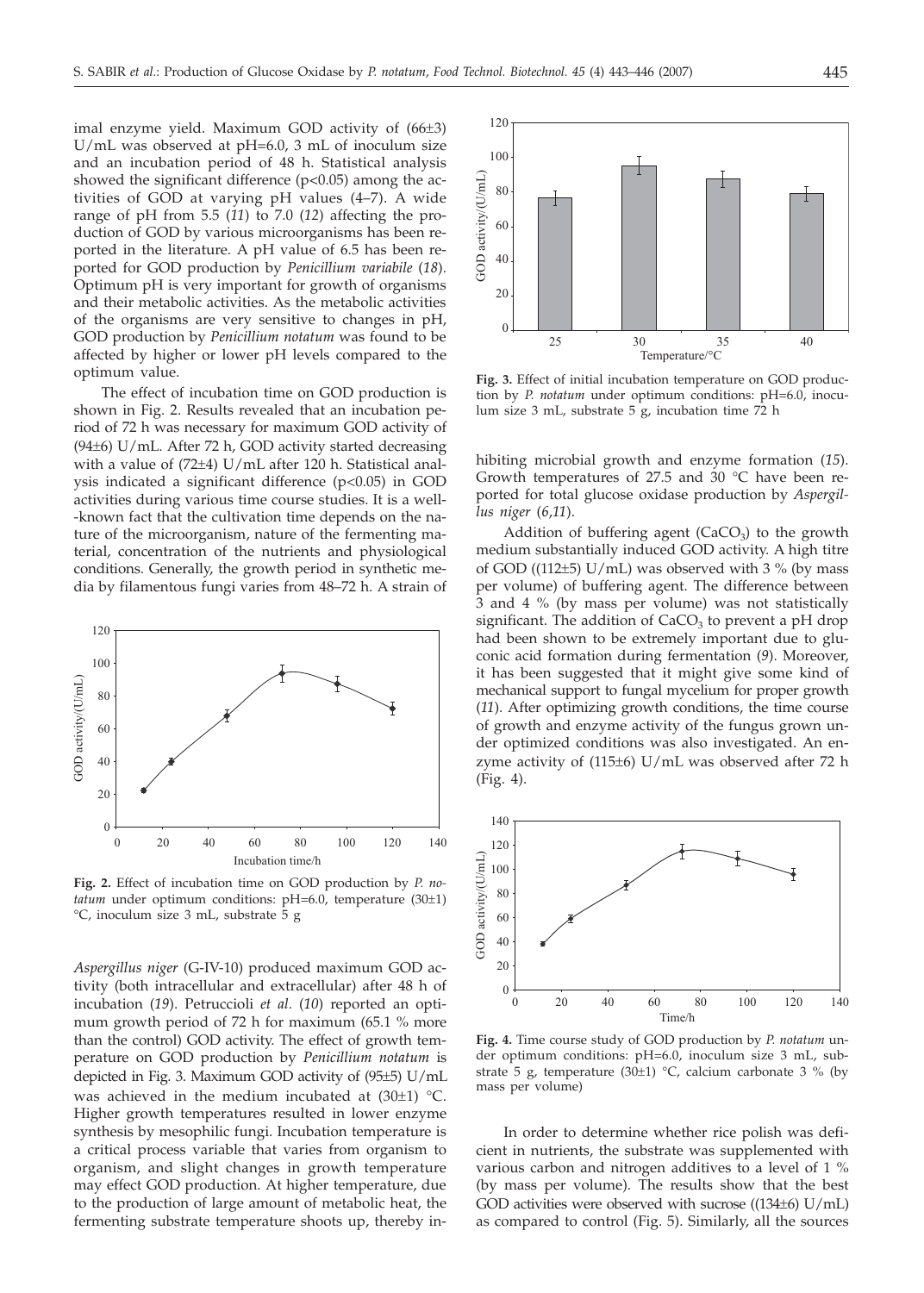imal enzyme yield. Maximum GOD activity of (66±3) U/mL was observed at pH=6.0, 3 mL of inoculum size and an incubation period of 48 h. Statistical analysis showed the significant difference ($p<0.05$) among the activities of GOD at varying pH values (4–7). A wide range of pH from 5.5 (*11*) to 7.0 (*12*) affecting the production of GOD by various microorganisms has been reported in the literature. A pH value of 6.5 has been reported for GOD production by *Penicillium variabile* (*18*). Optimum pH is very important for growth of organisms and their metabolic activities. As the metabolic activities of the organisms are very sensitive to changes in pH, GOD production by *Penicillium notatum* was found to be affected by higher or lower pH levels compared to the optimum value.

The effect of incubation time on GOD production is shown in Fig. 2. Results revealed that an incubation period of 72 h was necessary for maximum GOD activity of (94±6) U/mL. After 72 h, GOD activity started decreasing with a value of (72±4) U/mL after 120 h. Statistical analysis indicated a significant difference ($p<0.05$) in GOD activities during various time course studies. It is a well-known fact that the cultivation time depends on the nature of the microorganism, nature of the fermenting material, concentration of the nutrients and physiological conditions. Generally, the growth period in synthetic media by filamentous fungi varies from 48–72 h. A strain of *Aspergillus niger* (G-IV-10) produced maximum GOD activity (both intracellular and extracellular) after 48 h of incubation (*19*). Petruccioli *et al*. (*10*) reported an optimum growth period of 72 h for maximum (65.1 % more than the control) GOD activity. The effect of growth temperature on GOD production by *Penicillium notatum* is depicted in Fig. 3. Maximum GOD activity of (95±5) U/mL was achieved in the medium incubated at (30±1) °C. Higher growth temperatures resulted in lower enzyme synthesis by mesophilic fungi. Incubation temperature is a critical process variable that varies from organism to organism, and slight changes in growth temperature may effect GOD production. At higher temperature, due to the production of large amount of metabolic heat, the fermenting substrate temperature shoots up, thereby inhibiting microbial growth and enzyme formation (*15*). Growth temperatures of 27.5 and 30 °C have been reported for total glucose oxidase production by *Aspergillus niger* (*6,11*).

**Fig. 2.** Effect of incubation time on GOD production by *P. notatum* under optimum conditions: pH=6.0, temperature (30±1) °C, inoculum size 3 mL, substrate 5 g

**Fig. 3.** Effect of initial incubation temperature on GOD production by *P. notatum* under optimum conditions: pH=6.0, inoculum size 3 mL, substrate 5 g, incubation time 72 h

Addition of buffering agent ($CaCO_3$) to the growth medium substantially induced GOD activity. A high titre of GOD ((112±5) U/mL) was observed with 3 % (by mass per volume) of buffering agent. The difference between 3 and 4 % (by mass per volume) was not statistically significant. The addition of $CaCO_3$ to prevent a pH drop had been shown to be extremely important due to gluconic acid formation during fermentation (*9*). Moreover, it has been suggested that it might give some kind of mechanical support to fungal mycelium for proper growth (*11*). After optimizing growth conditions, the time course of growth and enzyme activity of the fungus grown under optimized conditions was also investigated. An enzyme activity of (115±6) U/mL was observed after 72 h (Fig. 4).

**Fig. 4.** Time course study of GOD production by *P. notatum* under optimum conditions: pH=6.0, inoculum size 3 mL, substrate 5 g, temperature (30±1) °C, calcium carbonate 3 % (by mass per volume)

In order to determine whether rice polish was deficient in nutrients, the substrate was supplemented with various carbon and nitrogen additives to a level of 1 % (by mass per volume). The results show that the best GOD activities were observed with sucrose ((134±6) U/mL) as compared to control (Fig. 5). Similarly, all the sources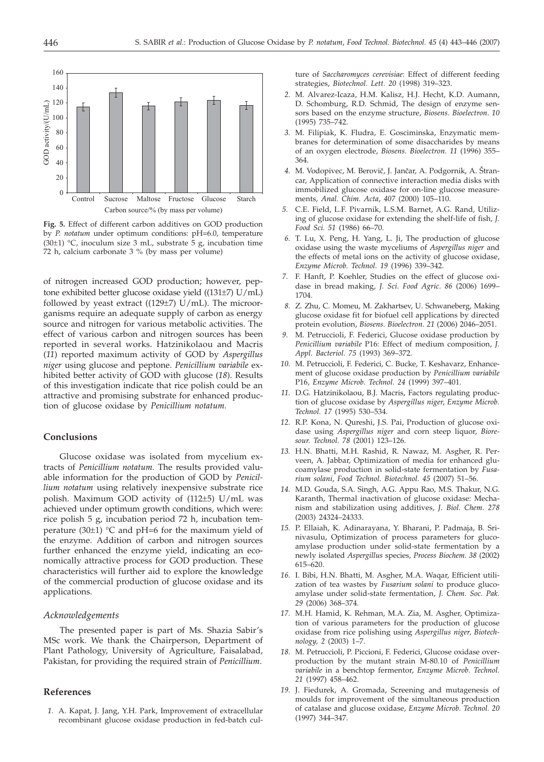160
140
120
100
80
60
40
20
0

GOD activity/(U/mL)

Control Sucrose Maltose Fructose Glucose Starch

Carbon source/% (by mass per volume)

**Fig. 5.** Effect of different carbon additives on GOD production by *P. notatum* under optimum conditions: pH=6.0, temperature (30±1) °C, inoculum size 3 mL, substrate 5 g, incubation time 72 h, calcium carbonate 3 % (by mass per volume)

of nitrogen increased GOD production; however, peptone exhibited better glucose oxidase yield ((131±7) U/mL) followed by yeast extract ((129±7) U/mL). The microorganisms require an adequate supply of carbon as energy source and nitrogen for various metabolic activities. The effect of various carbon and nitrogen sources has been reported in several works. Hatzinikolaou and Macris (*11*) reported maximum activity of GOD by *Aspergillus niger* using glucose and peptone. *Penicillium variabile* exhibited better activity of GOD with glucose (*18*). Results of this investigation indicate that rice polish could be an attractive and promising substrate for enhanced production of glucose oxidase by *Penicillium notatum.*

## Conclusions

Glucose oxidase was isolated from mycelium extracts of *Penicillium notatum.* The results provided valuable information for the production of GOD by *Penicillium notatum* using relatively inexpensive substrate rice polish. Maximum GOD activity of (112±5) U/mL was achieved under optimum growth conditions, which were: rice polish 5 g, incubation period 72 h, incubation temperature (30±1) °C and pH=6 for the maximum yield of the enzyme. Addition of carbon and nitrogen sources further enhanced the enzyme yield, indicating an economically attractive process for GOD production. These characteristics will further aid to explore the knowledge of the commercial production of glucose oxidase and its applications.

### *Acknowledgements*

The presented paper is part of Ms. Shazia Sabir's MSc work. We thank the Chairperson, Department of Plant Pathology, University of Agriculture, Faisalabad, Pakistan, for providing the required strain of *Penicillium*.

## References

1. A. Kapat, J. Jang, Y.H. Park, Improvement of extracellular recombinant glucose oxidase production in fed-batch culture of *Saccharomyces cerevisiae*: Effect of different feeding strategies, *Biotechnol. Lett. 20* (1998) 319–323.
2. M. Alvarez-Icaza, H.M. Kalisz, H.J. Hecht, K.D. Aumann, D. Schomburg, R.D. Schmid, The design of enzyme sensors based on the enzyme structure, *Biosens. Bioelectron. 10* (1995) 735–742.
3. M. Filipiak, K. Fludra, E. Gosciminska, Enzymatic membranes for determination of some disaccharides by means of an oxygen electrode, *Biosens. Bioelectron. 11* (1996) 355–364.
4. M. Vodopivec, M. Berovič, J. Jančar, A. Podgornik, A. Štrancar, Application of connective interaction media disks with immobilized glucose oxidase for on-line glucose measurements, *Anal. Chim. Acta*, *407* (2000) 105–110.
5. C.E. Field, L.F. Pivarnik, L.S.M. Barnet, A.G. Rand, Utilizing of glucose oxidase for extending the shelf-life of fish, *J. Food Sci. 51* (1986) 66–70.
6. T. Lu, X. Peng, H. Yang, L. Ji, The production of glucose oxidase using the waste myceliums of *Aspergillus niger* and the effects of metal ions on the activity of glucose oxidase, *Enzyme Microb. Technol. 19* (1996) 339–342.
7. F. Hanft, P. Koehler, Studies on the effect of glucose oxidase in bread making, *J. Sci. Food Agric*. *86* (2006) 1699–1704.
8. Z. Zhu, C. Momeu, M. Zakhartsev, U. Schwaneberg, Making glucose oxidase fit for biofuel cell applications by directed protein evolution, *Biosens. Bioelectron. 21* (2006) 2046–2051.
9. M. Petruccioli, F. Federici, Glucose oxidase production by *Penicillium variabile* P16: Effect of medium composition, *J. Appl. Bacteriol. 75* (1993) 369–372.
10. M. Petruccioli, F. Federici, C. Bucke, T. Keshavarz, Enhancement of glucose oxidase production by *Penicillium variabile* P16, *Enzyme Microb. Technol. 24* (1999) 397–401.
11. D.G. Hatzinikolaou, B.J. Macris, Factors regulating production of glucose oxidase by *Aspergillus niger*, *Enzyme Microb. Technol. 17* (1995) 530–534.
12. R.P. Kona, N. Qureshi, J.S. Pai, Production of glucose oxidase using *Aspergillus niger* and corn steep liquor, *Bioresour. Technol. 78* (2001) 123–126.
13. H.N. Bhatti, M.H. Rashid, R. Nawaz, M. Asgher, R. Perveen, A. Jabbar, Optimization of media for enhanced glucoamylase production in solid-state fermentation by *Fusarium solani*, *Food Technol. Biotechnol*. *45* (2007) 51–56.
14. M.D. Gouda, S.A. Singh, A.G. Appu Rao, M.S. Thakur, N.G. Karanth, Thermal inactivation of glucose oxidase: Mechanism and stabilization using additives, *J. Biol. Chem. 278* (2003) 24324–24333.
15. P. Ellaiah, K. Adinarayana, Y. Bharani, P. Padmaja, B. Srinivasulu, Optimization of process parameters for glucoamylase production under solid-state fermentation by a newly isolated *Aspergillus* species, *Process Biochem. 38* (2002) 615–620.
16. I. Bibi, H.N. Bhatti, M. Asgher, M.A. Waqar, Efficient utilization of tea wastes by *Fusarium solani* to produce glucoamylase under solid-state fermentation, *J. Chem. Soc. Pak. 29* (2006) 368–374.
17. M.H. Hamid, K. Rehman, M.A. Zia, M. Asgher, Optimization of various parameters for the production of glucose oxidase from rice polishing using *Aspergillus niger, Biotechnology, 2* (2003) 1–7.
18. M. Petruccioli, P. Piccioni, F. Federici, Glucose oxidase overproduction by the mutant strain M-80.10 of *Penicillium variabile* in a benchtop fermentor, *Enzyme Microb. Technol. 21* (1997) 458–462.
19. J. Fiedurek, A. Gromada, Screening and mutagenesis of moulds for improvement of the simultaneous production of catalase and glucose oxidase, *Enzyme Microb. Technol. 20* (1997) 344–347.